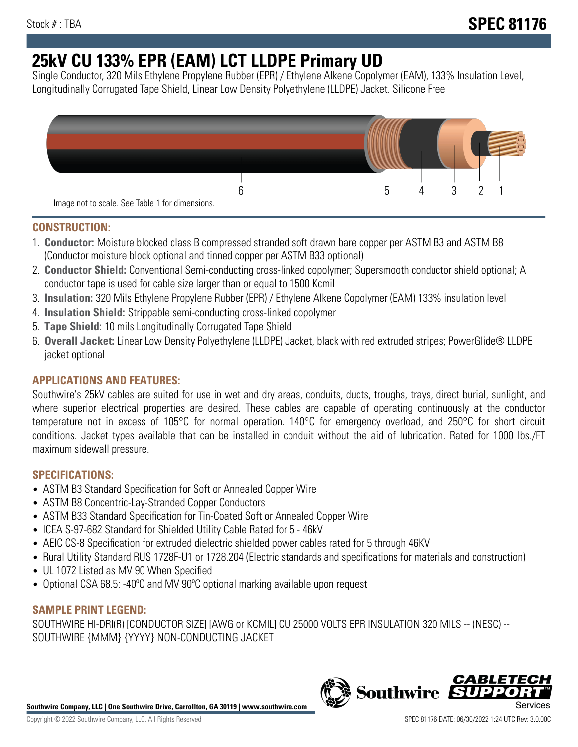Stock # : TBA

# SPEC 81176

# 25kV CU 133% EPR (EAM) LCT LLDPE Primary UD

Single Conductor, 320 Mils Ethylene Propylene Rubber (EPR) / Ethylene Alkene Copolymer (EAM), 133% Insulation Level, Longitudinally Corrugated Tape Shield, Linear Low Density Polyethylene (LLDPE) Jacket. Silicone Free

6 5 4 3 2 1

Image not to scale. See Table 1 for dimensions.

## CONSTRUCTION:

1. **Conductor:** Moisture blocked class B compressed stranded soft drawn bare copper per ASTM B3 and ASTM B8 (Conductor moisture block optional and tinned copper per ASTM B33 optional)
2. **Conductor Shield:** Conventional Semi-conducting cross-linked copolymer; Supersmooth conductor shield optional; A conductor tape is used for cable size larger than or equal to 1500 Kcmil
3. **Insulation:** 320 Mils Ethylene Propylene Rubber (EPR) / Ethylene Alkene Copolymer (EAM) 133% insulation level
4. **Insulation Shield:** Strippable semi-conducting cross-linked copolymer
5. **Tape Shield:** 10 mils Longitudinally Corrugated Tape Shield
6. **Overall Jacket:** Linear Low Density Polyethylene (LLDPE) Jacket, black with red extruded stripes; PowerGlide® LLDPE jacket optional

## APPLICATIONS AND FEATURES:

Southwire's 25kV cables are suited for use in wet and dry areas, conduits, ducts, troughs, trays, direct burial, sunlight, and where superior electrical properties are desired. These cables are capable of operating continuously at the conductor temperature not in excess of 105°C for normal operation. 140°C for emergency overload, and 250°C for short circuit conditions. Jacket types available that can be installed in conduit without the aid of lubrication. Rated for 1000 lbs./FT maximum sidewall pressure.

## SPECIFICATIONS:

- ASTM B3 Standard Specification for Soft or Annealed Copper Wire
- ASTM B8 Concentric-Lay-Stranded Copper Conductors
- ASTM B33 Standard Specification for Tin-Coated Soft or Annealed Copper Wire
- ICEA S-97-682 Standard for Shielded Utility Cable Rated for 5 - 46kV
- AEIC CS-8 Specification for extruded dielectric shielded power cables rated for 5 through 46KV
- Rural Utility Standard RUS 1728F-U1 or 1728.204 (Electric standards and specifications for materials and construction)
- UL 1072 Listed as MV 90 When Specified
- Optional CSA 68.5: -40ºC and MV 90ºC optional marking available upon request

## SAMPLE PRINT LEGEND:

SOUTHWIRE HI-DRI(R) [CONDUCTOR SIZE] [AWG or KCMIL] CU 25000 VOLTS EPR INSULATION 320 MILS -- (NESC) -- SOUTHWIRE {MMM} {YYYY} NON-CONDUCTING JACKET

**Southwire Company, LLC | One Southwire Drive, Carrollton, GA 30119 | www.southwire.com**

Copyright © 2022 Southwire Company, LLC. All Rights Reserved

SPEC 81176 DATE: 06/30/2022 1:24 UTC Rev: 3.0.00C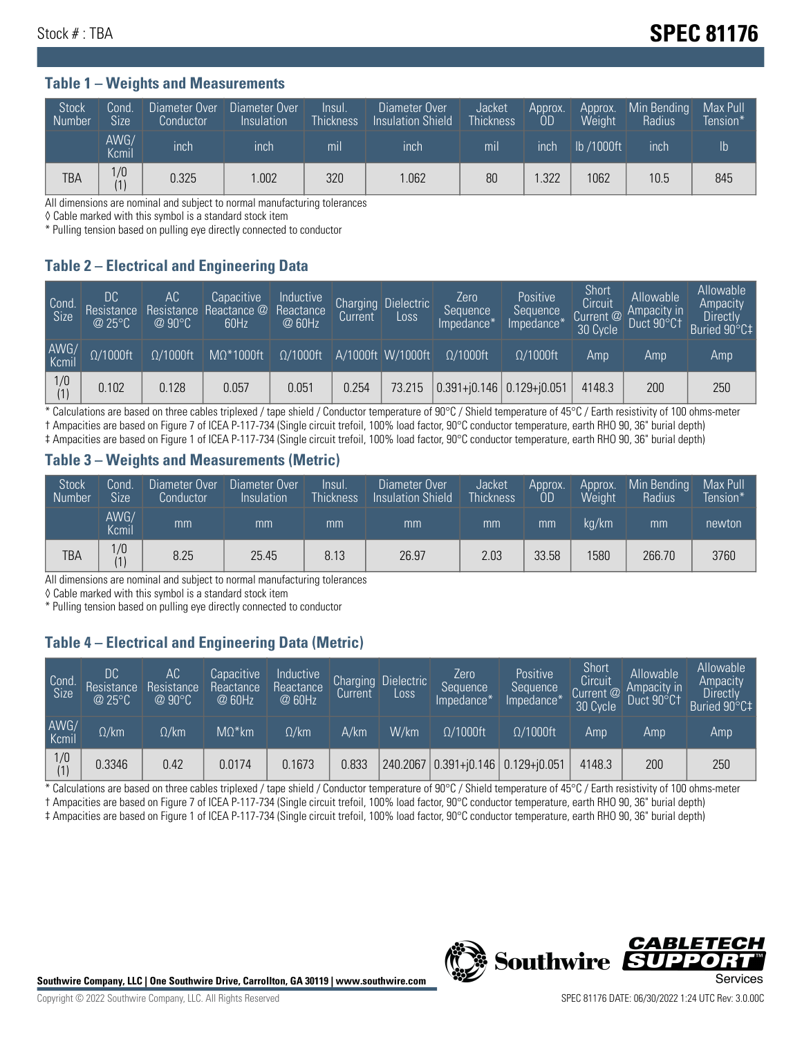Stock # : TBA

# SPEC 81176

### Table 1 – Weights and Measurements

| Stock Number | Cond. Size | Diameter Over Conductor | Diameter Over Insulation | Insul. Thickness | Diameter Over Insulation Shield | Jacket Thickness | Approx. OD | Approx. Weight | Min Bending Radius | Max Pull Tension* |
|---|---|---|---|---|---|---|---|---|---|---|
| | AWG/ Kcmil | inch | inch | mil | inch | mil | inch | lb /1000ft | inch | lb |
| TBA | 1/0 (1) | 0.325 | 1.002 | 320 | 1.062 | 80 | 1.322 | 1062 | 10.5 | 845 |

All dimensions are nominal and subject to normal manufacturing tolerances

◊ Cable marked with this symbol is a standard stock item

* Pulling tension based on pulling eye directly connected to conductor

### Table 2 – Electrical and Engineering Data

| Cond. Size | DC Resistance @ 25°C | AC Resistance @ 90°C | Capacitive Reactance @ 60Hz | Inductive Reactance @ 60Hz | Charging Current | Dielectric Loss | Zero Sequence Impedance* | Positive Sequence Impedance* | Short Circuit Current @ 30 Cycle | Allowable Ampacity in Duct 90°C† | Allowable Ampacity Directly Buried 90°C‡ |
|---|---|---|---|---|---|---|---|---|---|---|---|
| AWG/ Kcmil | Ω/1000ft | Ω/1000ft | MΩ*1000ft | Ω/1000ft | A/1000ft | W/1000ft | Ω/1000ft | Ω/1000ft | Amp | Amp | Amp |
| 1/0 (1) | 0.102 | 0.128 | 0.057 | 0.051 | 0.254 | 73.215 | 0.391+j0.146 | 0.129+j0.051 | 4148.3 | 200 | 250 |

* Calculations are based on three cables triplexed / tape shield / Conductor temperature of 90°C / Shield temperature of 45°C / Earth resistivity of 100 ohms-meter

† Ampacities are based on Figure 7 of ICEA P-117-734 (Single circuit trefoil, 100% load factor, 90°C conductor temperature, earth RHO 90, 36" burial depth)

‡ Ampacities are based on Figure 1 of ICEA P-117-734 (Single circuit trefoil, 100% load factor, 90°C conductor temperature, earth RHO 90, 36" burial depth)

### Table 3 – Weights and Measurements (Metric)

| Stock Number | Cond. Size | Diameter Over Conductor | Diameter Over Insulation | Insul. Thickness | Diameter Over Insulation Shield | Jacket Thickness | Approx. OD | Approx. Weight | Min Bending Radius | Max Pull Tension* |
|---|---|---|---|---|---|---|---|---|---|---|
| | AWG/ Kcmil | mm | mm | mm | mm | mm | mm | kg/km | mm | newton |
| TBA | 1/0 (1) | 8.25 | 25.45 | 8.13 | 26.97 | 2.03 | 33.58 | 1580 | 266.70 | 3760 |

All dimensions are nominal and subject to normal manufacturing tolerances

◊ Cable marked with this symbol is a standard stock item

* Pulling tension based on pulling eye directly connected to conductor

### Table 4 – Electrical and Engineering Data (Metric)

| Cond. Size | DC Resistance @ 25°C | AC Resistance @ 90°C | Capacitive Reactance @ 60Hz | Inductive Reactance @ 60Hz | Charging Current | Dielectric Loss | Zero Sequence Impedance* | Positive Sequence Impedance* | Short Circuit Current @ 30 Cycle | Allowable Ampacity in Duct 90°C† | Allowable Ampacity Directly Buried 90°C‡ |
|---|---|---|---|---|---|---|---|---|---|---|---|
| AWG/ Kcmil | Ω/km | Ω/km | MΩ*km | Ω/km | A/km | W/km | Ω/1000ft | Ω/1000ft | Amp | Amp | Amp |
| 1/0 (1) | 0.3346 | 0.42 | 0.0174 | 0.1673 | 0.833 | 240.2067 | 0.391+j0.146 | 0.129+j0.051 | 4148.3 | 200 | 250 |

* Calculations are based on three cables triplexed / tape shield / Conductor temperature of 90°C / Shield temperature of 45°C / Earth resistivity of 100 ohms-meter

† Ampacities are based on Figure 7 of ICEA P-117-734 (Single circuit trefoil, 100% load factor, 90°C conductor temperature, earth RHO 90, 36" burial depth)

‡ Ampacities are based on Figure 1 of ICEA P-117-734 (Single circuit trefoil, 100% load factor, 90°C conductor temperature, earth RHO 90, 36" burial depth)

**Southwire Company, LLC | One Southwire Drive, Carrollton, GA 30119 | www.southwire.com**

Copyright © 2022 Southwire Company, LLC. All Rights Reserved

SPEC 81176 DATE: 06/30/2022 1:24 UTC Rev: 3.0.00C